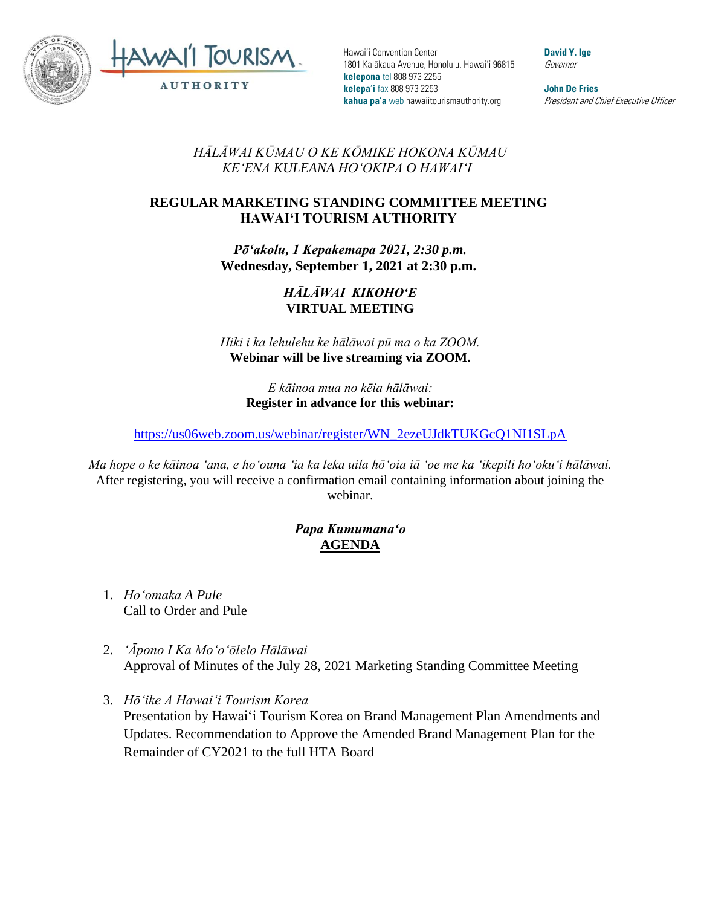Hawai'i Convention Center
1801 Kalākaua Avenue, Honolulu, Hawai'i 96815
**kelepona** tel 808 973 2255
**kelepa'i** fax 808 973 2253
**kahua pa'a** web hawaiitourismauthority.org

**David Y. Ige**
*Governor*

**John De Fries**
*President and Chief Executive Officer*

*HĀLĀWAI KŪMAU O KE KŌMIKE HOKONA KŪMAU*
*KEʻENA KULEANA HOʻOKIPA O HAWAIʻI*

**REGULAR MARKETING STANDING COMMITTEE MEETING**
**HAWAIʻI TOURISM AUTHORITY**

***Pōʻakolu, 1 Kepakemapa 2021, 2:30 p.m.***
**Wednesday, September 1, 2021 at 2:30 p.m.**

***HĀLĀWAI KIKOHOʻE***
**VIRTUAL MEETING**

*Hiki i ka lehulehu ke hālāwai pū ma o ka ZOOM.*
**Webinar will be live streaming via ZOOM.**

*E kāinoa mua no kēia hālāwai:*
**Register in advance for this webinar:**

https://us06web.zoom.us/webinar/register/WN_2ezeUJdkTUKGcQ1NI1SLpA

*Ma hope o ke kāinoa ʻana, e hoʻouna ʻia ka leka uila hōʻoia iā ʻoe me ka ʻikepili hoʻokuʻi hālāwai.*
After registering, you will receive a confirmation email containing information about joining the webinar.

***Papa Kumumanaʻo***
**AGENDA**

1. *Hoʻomaka A Pule*
   Call to Order and Pule

2. *ʻĀpono I Ka Moʻoʻōlelo Hālāwai*
   Approval of Minutes of the July 28, 2021 Marketing Standing Committee Meeting

3. *Hōʻike A Hawaiʻi Tourism Korea*
   Presentation by Hawaiʻi Tourism Korea on Brand Management Plan Amendments and Updates. Recommendation to Approve the Amended Brand Management Plan for the Remainder of CY2021 to the full HTA Board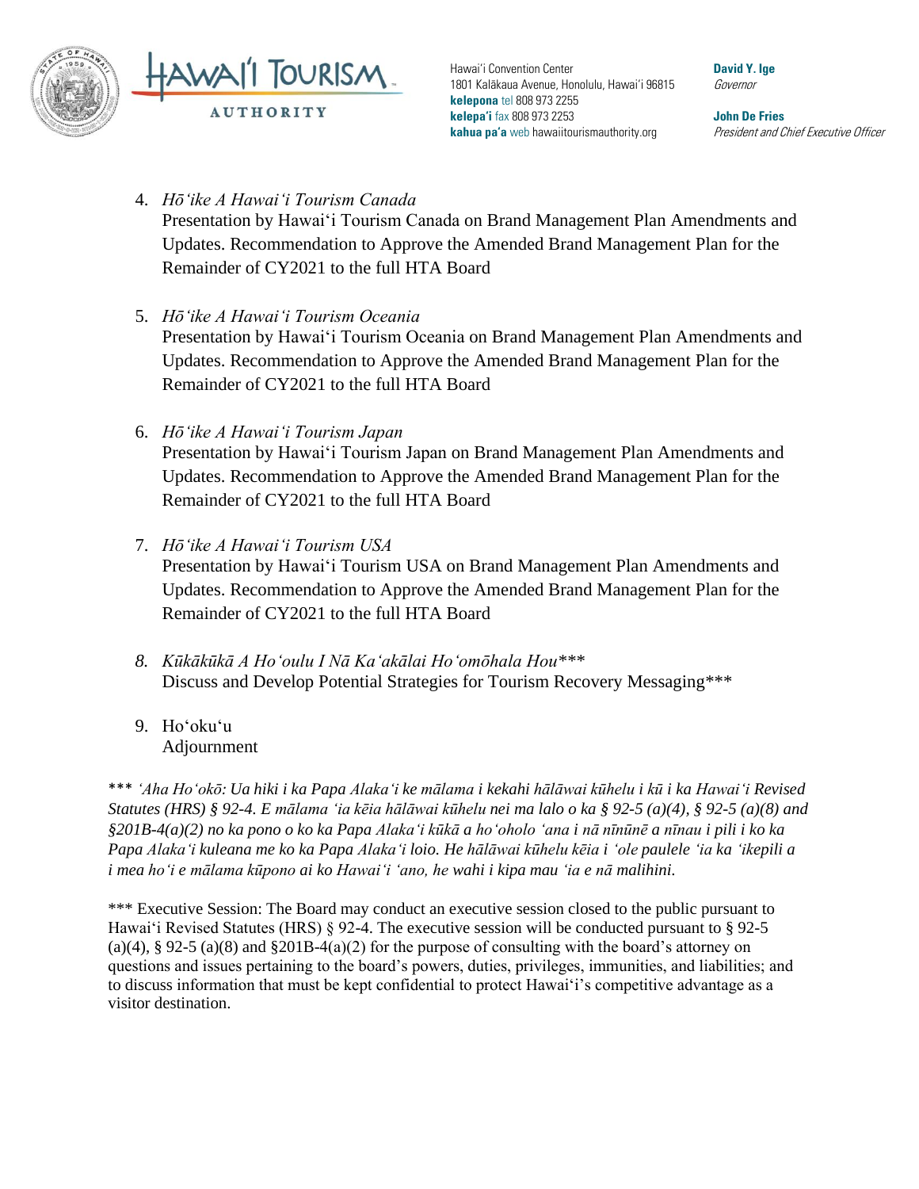4. *Hōʻike A Hawaiʻi Tourism Canada*
   Presentation by Hawaiʻi Tourism Canada on Brand Management Plan Amendments and Updates. Recommendation to Approve the Amended Brand Management Plan for the Remainder of CY2021 to the full HTA Board

5. *Hōʻike A Hawaiʻi Tourism Oceania*
   Presentation by Hawaiʻi Tourism Oceania on Brand Management Plan Amendments and Updates. Recommendation to Approve the Amended Brand Management Plan for the Remainder of CY2021 to the full HTA Board

6. *Hōʻike A Hawaiʻi Tourism Japan*
   Presentation by Hawaiʻi Tourism Japan on Brand Management Plan Amendments and Updates. Recommendation to Approve the Amended Brand Management Plan for the Remainder of CY2021 to the full HTA Board

7. *Hōʻike A Hawaiʻi Tourism USA*
   Presentation by Hawaiʻi Tourism USA on Brand Management Plan Amendments and Updates. Recommendation to Approve the Amended Brand Management Plan for the Remainder of CY2021 to the full HTA Board

8. *Kūkākūkā A Hoʻoulu I Nā Kaʻakālai Hoʻomōhala Hou****
   Discuss and Develop Potential Strategies for Tourism Recovery Messaging***

9. Hoʻokuʻu
   Adjournment

**** ʻAha Hoʻokō: Ua hiki i ka Papa Alakaʻi ke mālama i kekahi hālāwai kūhelu i kū i ka Hawaiʻi Revised Statutes (HRS) § 92-4. E mālama ʻia kēia hālāwai kūhelu nei ma lalo o ka § 92-5 (a)(4), § 92-5 (a)(8) and §201B-4(a)(2) no ka pono o ko ka Papa Alakaʻi kūkā a hoʻoholo ʻana i nā nīnūnē a nīnau i pili i ko ka Papa Alakaʻi kuleana me ko ka Papa Alakaʻi loio. He hālāwai kūhelu kēia i ʻole paulele ʻia ka ʻikepili a i mea hoʻi e mālama kūpono ai ko Hawaiʻi ʻano, he wahi i kipa mau ʻia e nā malihini.*

*** Executive Session: The Board may conduct an executive session closed to the public pursuant to Hawaiʻi Revised Statutes (HRS) § 92-4. The executive session will be conducted pursuant to § 92-5 (a)(4), § 92-5 (a)(8) and §201B-4(a)(2) for the purpose of consulting with the board's attorney on questions and issues pertaining to the board's powers, duties, privileges, immunities, and liabilities; and to discuss information that must be kept confidential to protect Hawaiʻi's competitive advantage as a visitor destination.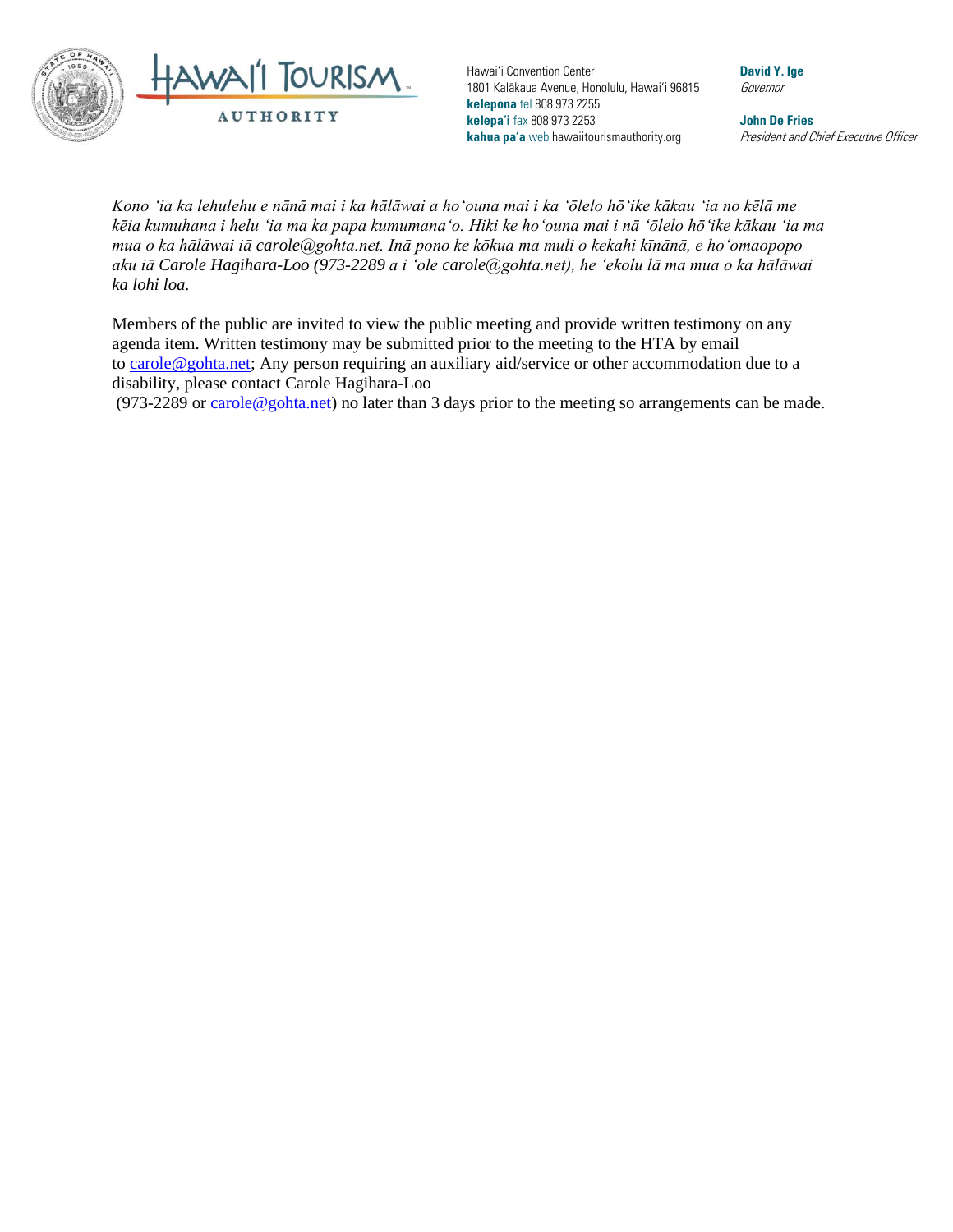Hawaiʻi Convention Center
1801 Kalākaua Avenue, Honolulu, Hawaiʻi 96815
**kelepona** tel 808 973 2255
**kelepaʻi** fax 808 973 2253
**kahua paʻa** web hawaiitourismauthority.org

**David Y. Ige**
*Governor*

**John De Fries**
*President and Chief Executive Officer*

*Kono ʻia ka lehulehu e nānā mai i ka hālāwai a hoʻouna mai i ka ʻōlelo hōʻike kākau ʻia no kēlā me kēia kumuhana i helu ʻia ma ka papa kumumanaʻo. Hiki ke hoʻouna mai i nā ʻōlelo hōʻike kākau ʻia ma mua o ka hālāwai iā carole@gohta.net. Inā pono ke kōkua ma muli o kekahi kīnānā, e hoʻomaopopo aku iā Carole Hagihara-Loo (973-2289 a i ʻole carole@gohta.net), he ʻekolu lā ma mua o ka hālāwai ka lohi loa.*

Members of the public are invited to view the public meeting and provide written testimony on any agenda item. Written testimony may be submitted prior to the meeting to the HTA by email to carole@gohta.net; Any person requiring an auxiliary aid/service or other accommodation due to a disability, please contact Carole Hagihara-Loo (973-2289 or carole@gohta.net) no later than 3 days prior to the meeting so arrangements can be made.